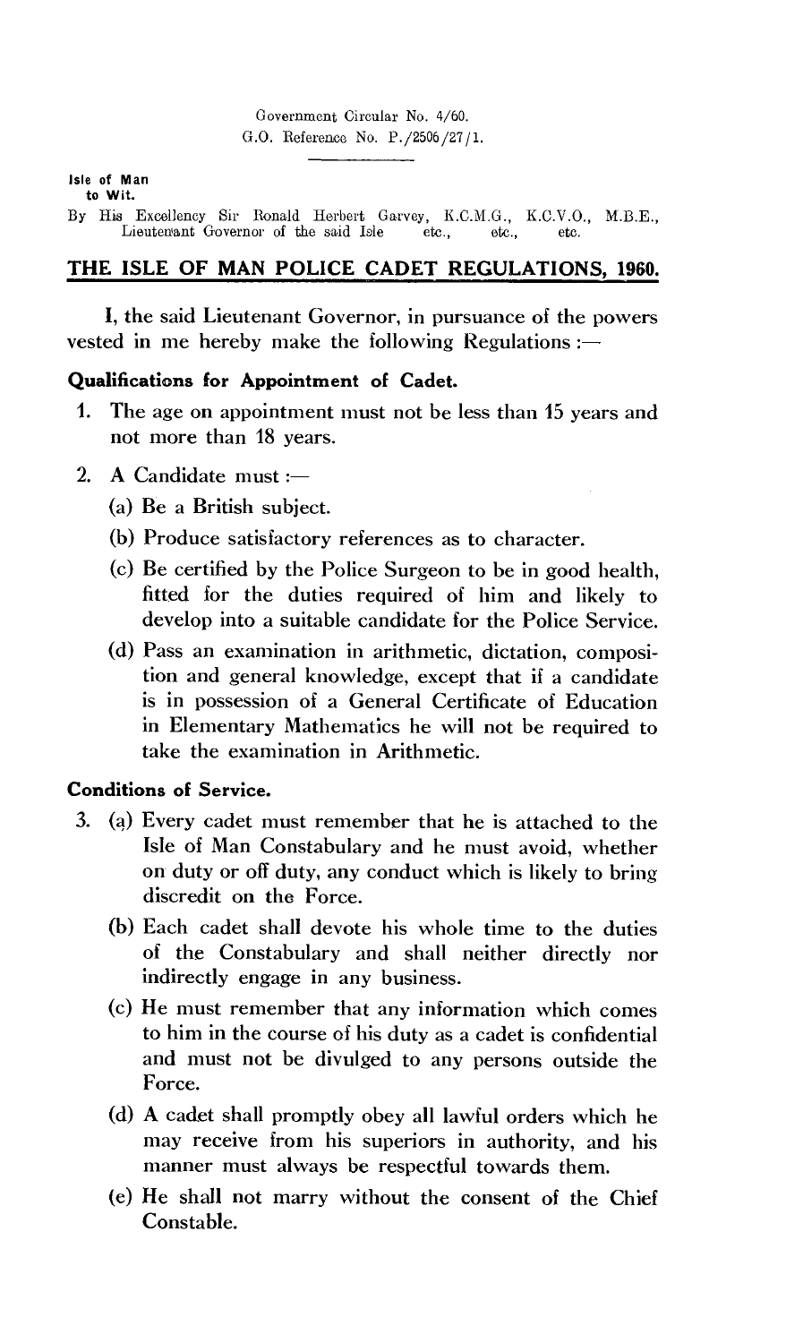Government Circular No. 4/60.
G.O. Reference No. P./2506/27/1.

**Isle of Man**
**to Wit.**

By His Excellency Sir Ronald Herbert Garvey, K.C.M.G., K.C.V.O., M.B.E., Lieutenant Governor of the said Isle etc., etc., etc.

## THE ISLE OF MAN POLICE CADET REGULATIONS, 1960.

I, the said Lieutenant Governor, in pursuance of the powers vested in me hereby make the following Regulations :—

### Qualifications for Appointment of Cadet.

1. The age on appointment must not be less than 15 years and not more than 18 years.

2. A Candidate must :—

   (a) Be a British subject.

   (b) Produce satisfactory references as to character.

   (c) Be certified by the Police Surgeon to be in good health, fitted for the duties required of him and likely to develop into a suitable candidate for the Police Service.

   (d) Pass an examination in arithmetic, dictation, composition and general knowledge, except that if a candidate is in possession of a General Certificate of Education in Elementary Mathematics he will not be required to take the examination in Arithmetic.

### Conditions of Service.

3. (a) Every cadet must remember that he is attached to the Isle of Man Constabulary and he must avoid, whether on duty or off duty, any conduct which is likely to bring discredit on the Force.

   (b) Each cadet shall devote his whole time to the duties of the Constabulary and shall neither directly nor indirectly engage in any business.

   (c) He must remember that any information which comes to him in the course of his duty as a cadet is confidential and must not be divulged to any persons outside the Force.

   (d) A cadet shall promptly obey all lawful orders which he may receive from his superiors in authority, and his manner must always be respectful towards them.

   (e) He shall not marry without the consent of the Chief Constable.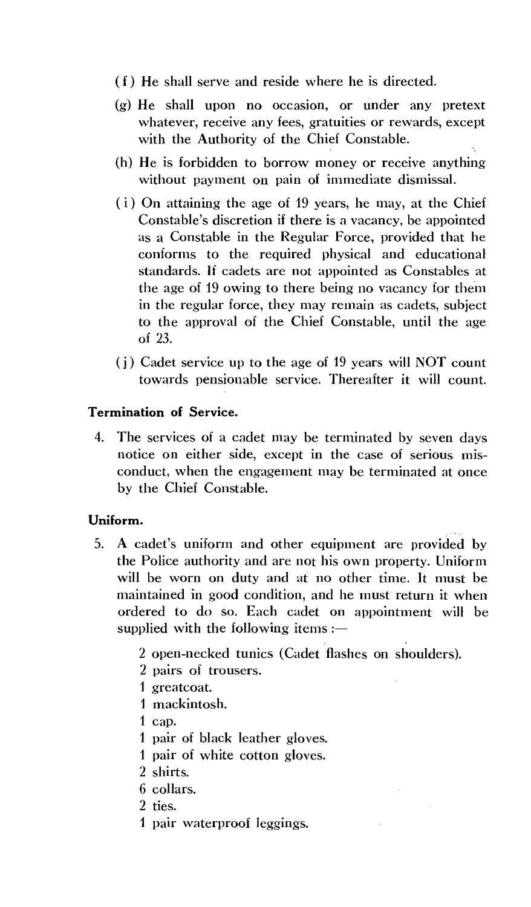(f) He shall serve and reside where he is directed.

(g) He shall upon no occasion, or under any pretext whatever, receive any fees, gratuities or rewards, except with the Authority of the Chief Constable.

(h) He is forbidden to borrow money or receive anything without payment on pain of immediate dismissal.

(i) On attaining the age of 19 years, he may, at the Chief Constable's discretion if there is a vacancy, be appointed as a Constable in the Regular Force, provided that he conforms to the required physical and educational standards. If cadets are not appointed as Constables at the age of 19 owing to there being no vacancy for them in the regular force, they may remain as cadets, subject to the approval of the Chief Constable, until the age of 23.

(j) Cadet service up to the age of 19 years will NOT count towards pensionable service. Thereafter it will count.

**Termination of Service.**

4. The services of a cadet may be terminated by seven days notice on either side, except in the case of serious misconduct, when the engagement may be terminated at once by the Chief Constable.

**Uniform.**

5. A cadet's uniform and other equipment are provided by the Police authority and are not his own property. Uniform will be worn on duty and at no other time. It must be maintained in good condition, and he must return it when ordered to do so. Each cadet on appointment will be supplied with the following items :—

   2 open-necked tunics (Cadet flashes on shoulders).
   2 pairs of trousers.
   1 greatcoat.
   1 mackintosh.
   1 cap.
   1 pair of black leather gloves.
   1 pair of white cotton gloves.
   2 shirts.
   6 collars.
   2 ties.
   1 pair waterproof leggings.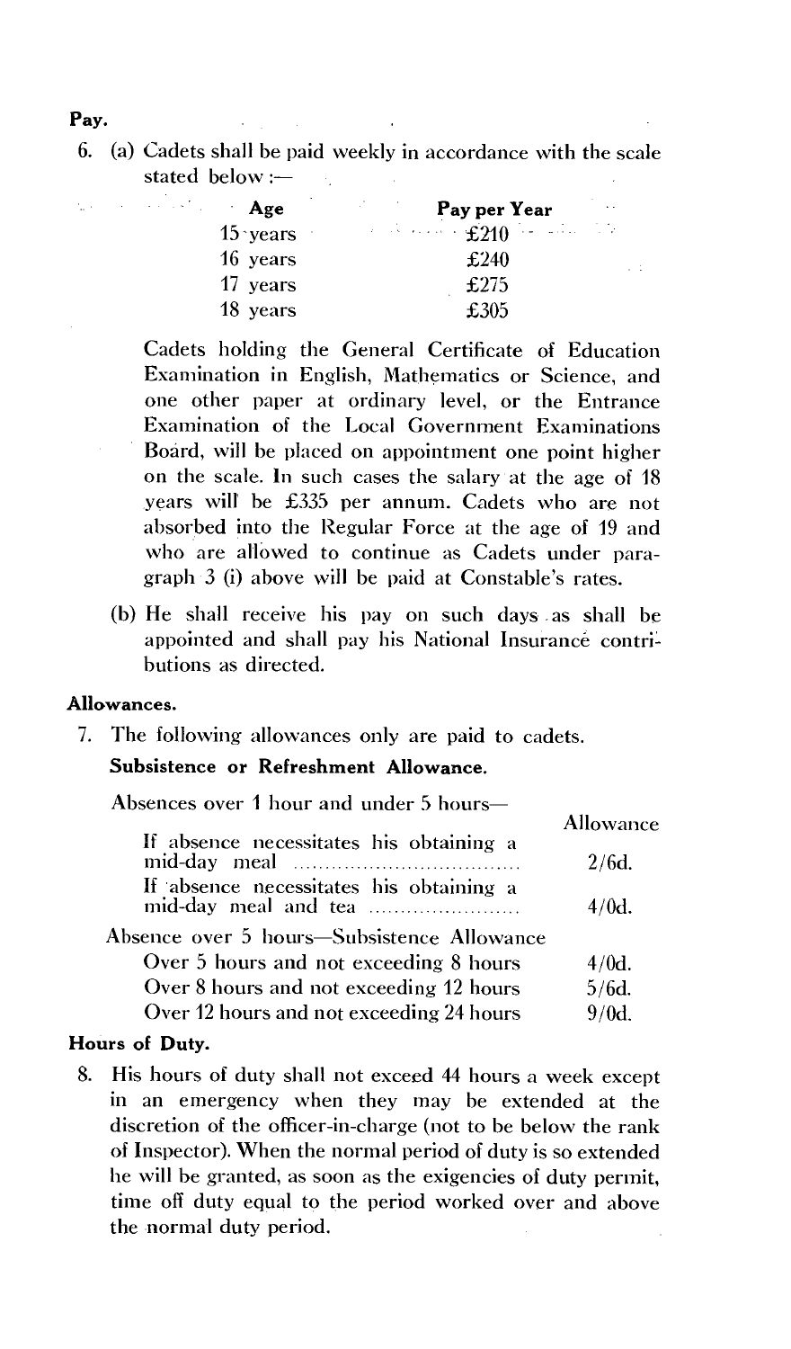**Pay.**

6. (a) Cadets shall be paid weekly in accordance with the scale stated below :—

| Age | Pay per Year |
|---|---|
| 15 years | £210 |
| 16 years | £240 |
| 17 years | £275 |
| 18 years | £305 |

Cadets holding the General Certificate of Education Examination in English, Mathematics or Science, and one other paper at ordinary level, or the Entrance Examination of the Local Government Examinations Board, will be placed on appointment one point higher on the scale. In such cases the salary at the age of 18 years will be £335 per annum. Cadets who are not absorbed into the Regular Force at the age of 19 and who are allowed to continue as Cadets under paragraph 3 (i) above will be paid at Constable's rates.

(b) He shall receive his pay on such days as shall be appointed and shall pay his National Insurance contributions as directed.

**Allowances.**

7. The following allowances only are paid to cadets.

**Subsistence or Refreshment Allowance.**

| Absences over 1 hour and under 5 hours— | Allowance |
|---|---|
| If absence necessitates his obtaining a mid-day meal | 2/6d. |
| If absence necessitates his obtaining a mid-day meal and tea | 4/0d. |
| Absence over 5 hours—Subsistence Allowance | |
| Over 5 hours and not exceeding 8 hours | 4/0d. |
| Over 8 hours and not exceeding 12 hours | 5/6d. |
| Over 12 hours and not exceeding 24 hours | 9/0d. |

**Hours of Duty.**

8. His hours of duty shall not exceed 44 hours a week except in an emergency when they may be extended at the discretion of the officer-in-charge (not to be below the rank of Inspector). When the normal period of duty is so extended he will be granted, as soon as the exigencies of duty permit, time off duty equal to the period worked over and above the normal duty period.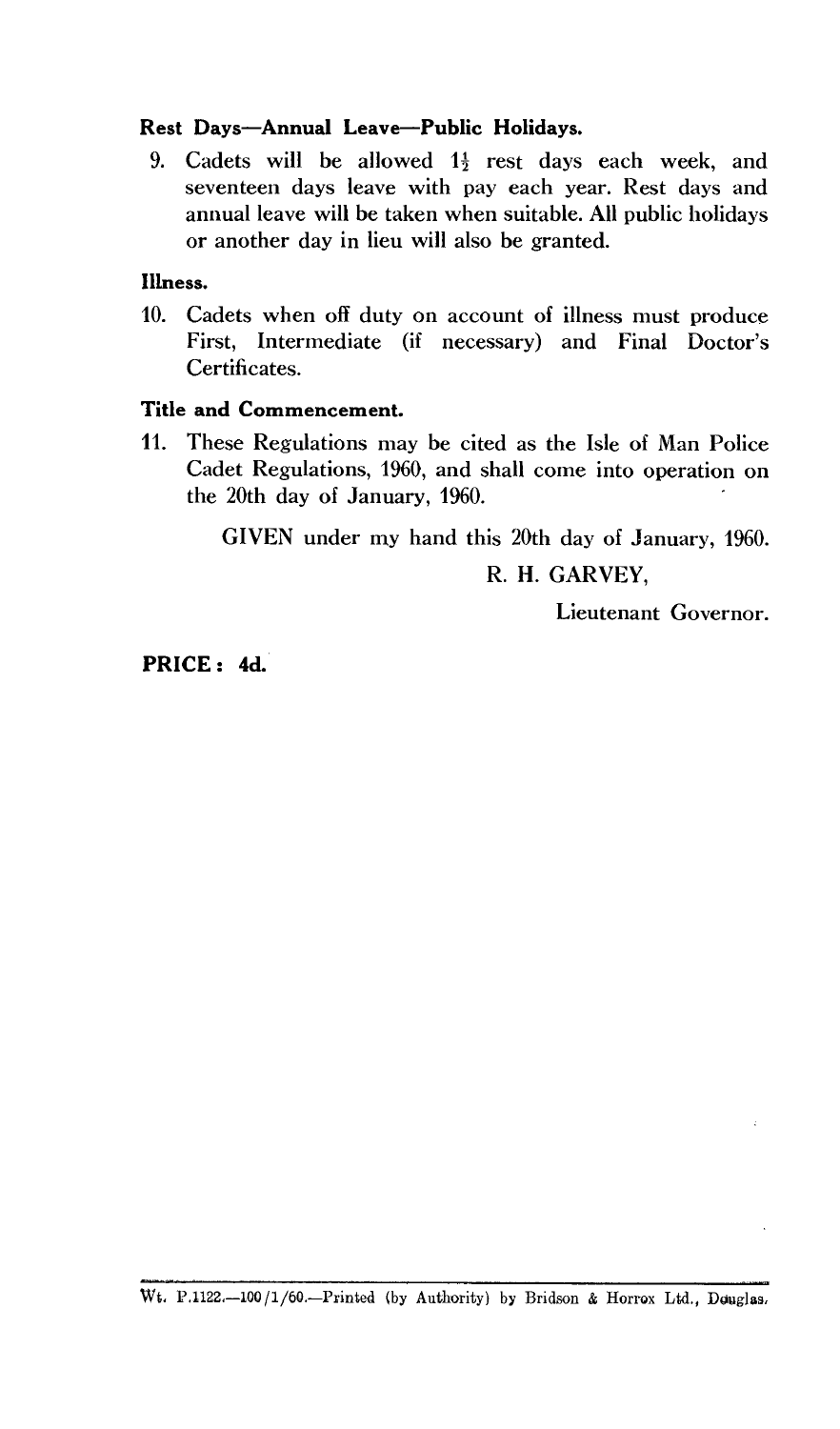**Rest Days—Annual Leave—Public Holidays.**

9. Cadets will be allowed 1½ rest days each week, and seventeen days leave with pay each year. Rest days and annual leave will be taken when suitable. All public holidays or another day in lieu will also be granted.

**Illness.**

10. Cadets when off duty on account of illness must produce First, Intermediate (if necessary) and Final Doctor's Certificates.

**Title and Commencement.**

11. These Regulations may be cited as the Isle of Man Police Cadet Regulations, 1960, and shall come into operation on the 20th day of January, 1960.

GIVEN under my hand this 20th day of January, 1960.

R. H. GARVEY,

Lieutenant Governor.

**PRICE: 4d.**

Wt. P.1122.—100/1/60.—Printed (by Authority) by Bridson & Horrox Ltd., Douglas.